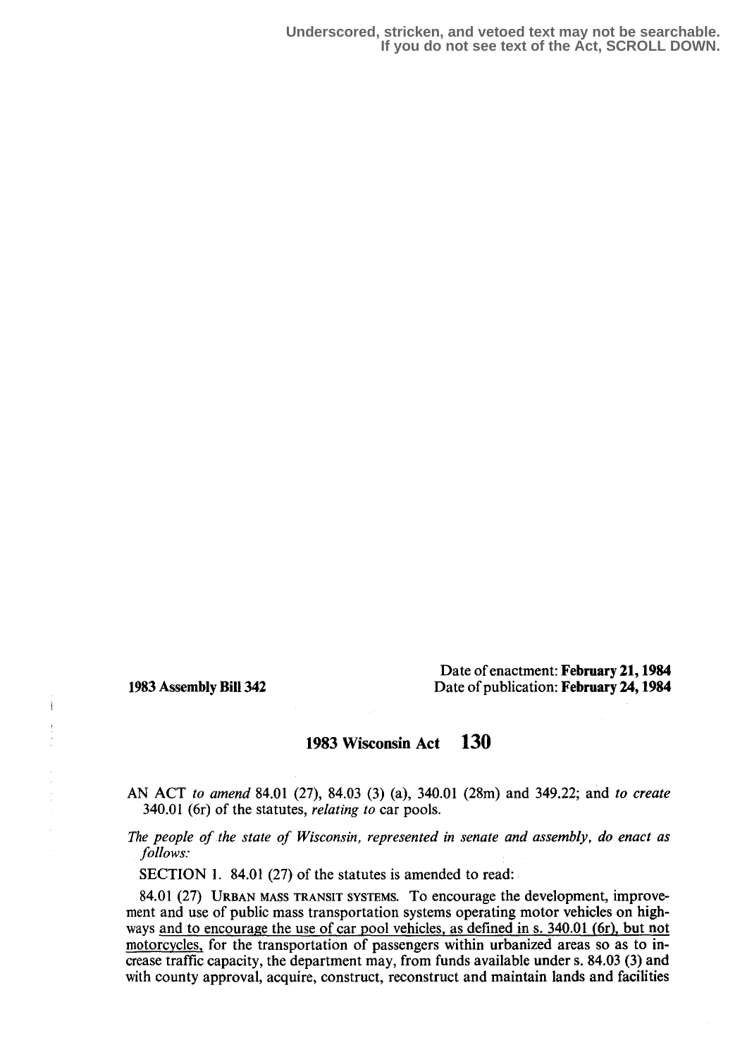Underscored, stricken, and vetoed text may not be searchable.
If you do not see text of the Act, SCROLL DOWN.

**1983 Assembly Bill 342**

Date of enactment: **February 21, 1984**
Date of publication: **February 24, 1984**

# 1983 Wisconsin Act 130

AN ACT *to amend* 84.01 (27), 84.03 (3) (a), 340.01 (28m) and 349.22; and *to create* 340.01 (6r) of the statutes, *relating to* car pools.

*The people of the state of Wisconsin, represented in senate and assembly, do enact as follows:*

SECTION 1. 84.01 (27) of the statutes is amended to read:

84.01 (27) URBAN MASS TRANSIT SYSTEMS. To encourage the development, improvement and use of public mass transportation systems operating motor vehicles on highways <u>and to encourage the use of car pool vehicles, as defined in s. 340.01 (6r), but not motorcycles,</u> for the transportation of passengers within urbanized areas so as to increase traffic capacity, the department may, from funds available under s. 84.03 (3) and with county approval, acquire, construct, reconstruct and maintain lands and facilities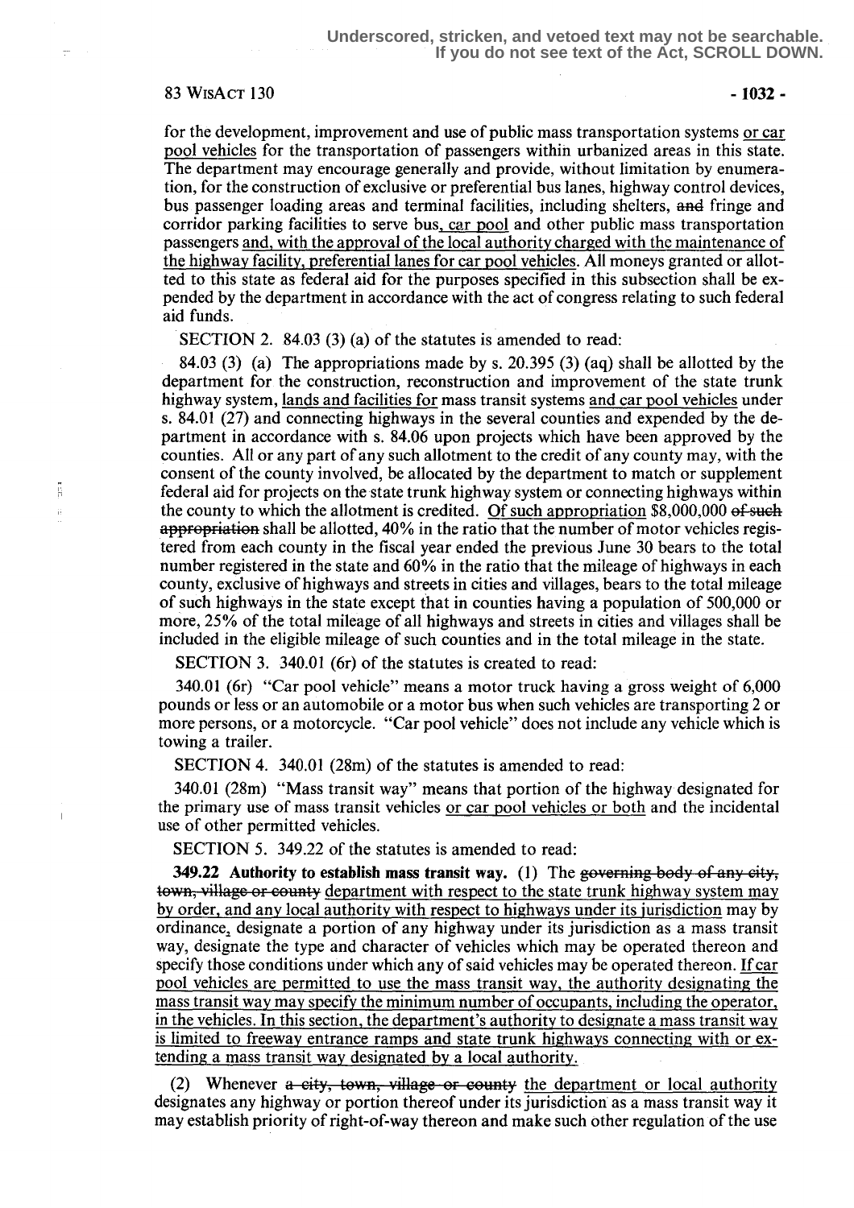for the development, improvement and use of public mass transportation systems or car pool vehicles for the transportation of passengers within urbanized areas in this state. The department may encourage generally and provide, without limitation by enumeration, for the construction of exclusive or preferential bus lanes, highway control devices, bus passenger loading areas and terminal facilities, including shelters, ~~and~~ fringe and corridor parking facilities to serve bus, car pool and other public mass transportation passengers and, with the approval of the local authority charged with the maintenance of the highway facility, preferential lanes for car pool vehicles. All moneys granted or allotted to this state as federal aid for the purposes specified in this subsection shall be expended by the department in accordance with the act of congress relating to such federal aid funds.

SECTION 2. 84.03 (3) (a) of the statutes is amended to read:

84.03 (3) (a) The appropriations made by s. 20.395 (3) (aq) shall be allotted by the department for the construction, reconstruction and improvement of the state trunk highway system, lands and facilities for mass transit systems and car pool vehicles under s. 84.01 (27) and connecting highways in the several counties and expended by the department in accordance with s. 84.06 upon projects which have been approved by the counties. All or any part of any such allotment to the credit of any county may, with the consent of the county involved, be allocated by the department to match or supplement federal aid for projects on the state trunk highway system or connecting highways within the county to which the allotment is credited. Of such appropriation $8,000,000 ~~of such appropriation~~ shall be allotted, 40% in the ratio that the number of motor vehicles registered from each county in the fiscal year ended the previous June 30 bears to the total number registered in the state and 60% in the ratio that the mileage of highways in each county, exclusive of highways and streets in cities and villages, bears to the total mileage of such highways in the state except that in counties having a population of 500,000 or more, 25% of the total mileage of all highways and streets in cities and villages shall be included in the eligible mileage of such counties and in the total mileage in the state.

SECTION 3. 340.01 (6r) of the statutes is created to read:

340.01 (6r) "Car pool vehicle" means a motor truck having a gross weight of 6,000 pounds or less or an automobile or a motor bus when such vehicles are transporting 2 or more persons, or a motorcycle. "Car pool vehicle" does not include any vehicle which is towing a trailer.

SECTION 4. 340.01 (28m) of the statutes is amended to read:

340.01 (28m) "Mass transit way" means that portion of the highway designated for the primary use of mass transit vehicles or car pool vehicles or both and the incidental use of other permitted vehicles.

SECTION 5. 349.22 of the statutes is amended to read:

**349.22 Authority to establish mass transit way.** (1) The ~~governing body of any city, town, village or county~~ department with respect to the state trunk highway system may by order, and any local authority with respect to highways under its jurisdiction may by ordinance, designate a portion of any highway under its jurisdiction as a mass transit way, designate the type and character of vehicles which may be operated thereon and specify those conditions under which any of said vehicles may be operated thereon. If car pool vehicles are permitted to use the mass transit way, the authority designating the mass transit way may specify the minimum number of occupants, including the operator, in the vehicles. In this section, the department's authority to designate a mass transit way is limited to freeway entrance ramps and state trunk highways connecting with or extending a mass transit way designated by a local authority.

(2) Whenever ~~a city, town, village or county~~ the department or local authority designates any highway or portion thereof under its jurisdiction as a mass transit way it may establish priority of right-of-way thereon and make such other regulation of the use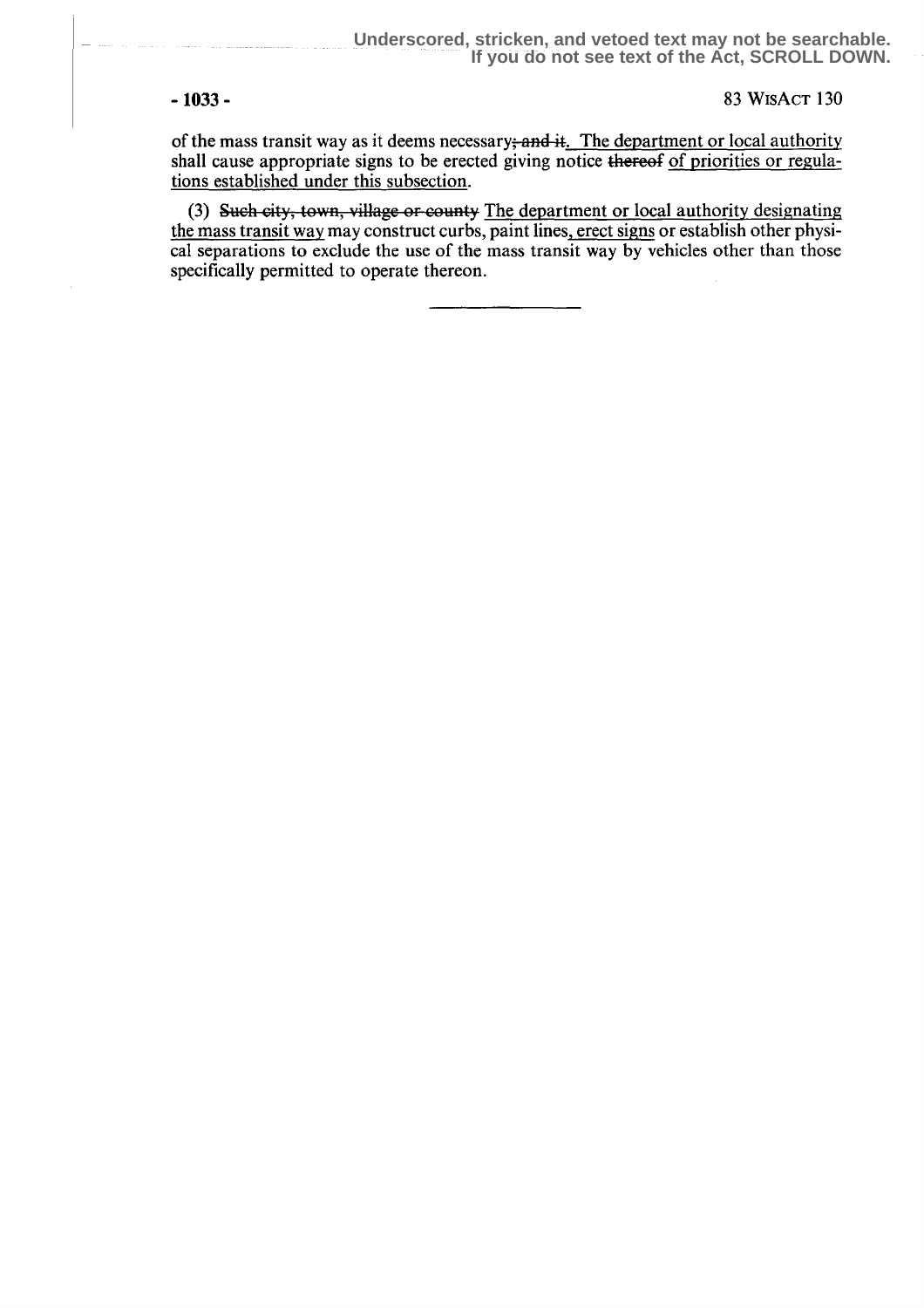of the mass transit way as it deems necessary~~; and it~~. The department or local authority shall cause appropriate signs to be erected giving notice ~~thereof~~ of priorities or regulations established under this subsection.

(3) ~~Such city, town, village or county~~ The department or local authority designating the mass transit way may construct curbs, paint lines, erect signs or establish other physical separations to exclude the use of the mass transit way by vehicles other than those specifically permitted to operate thereon.